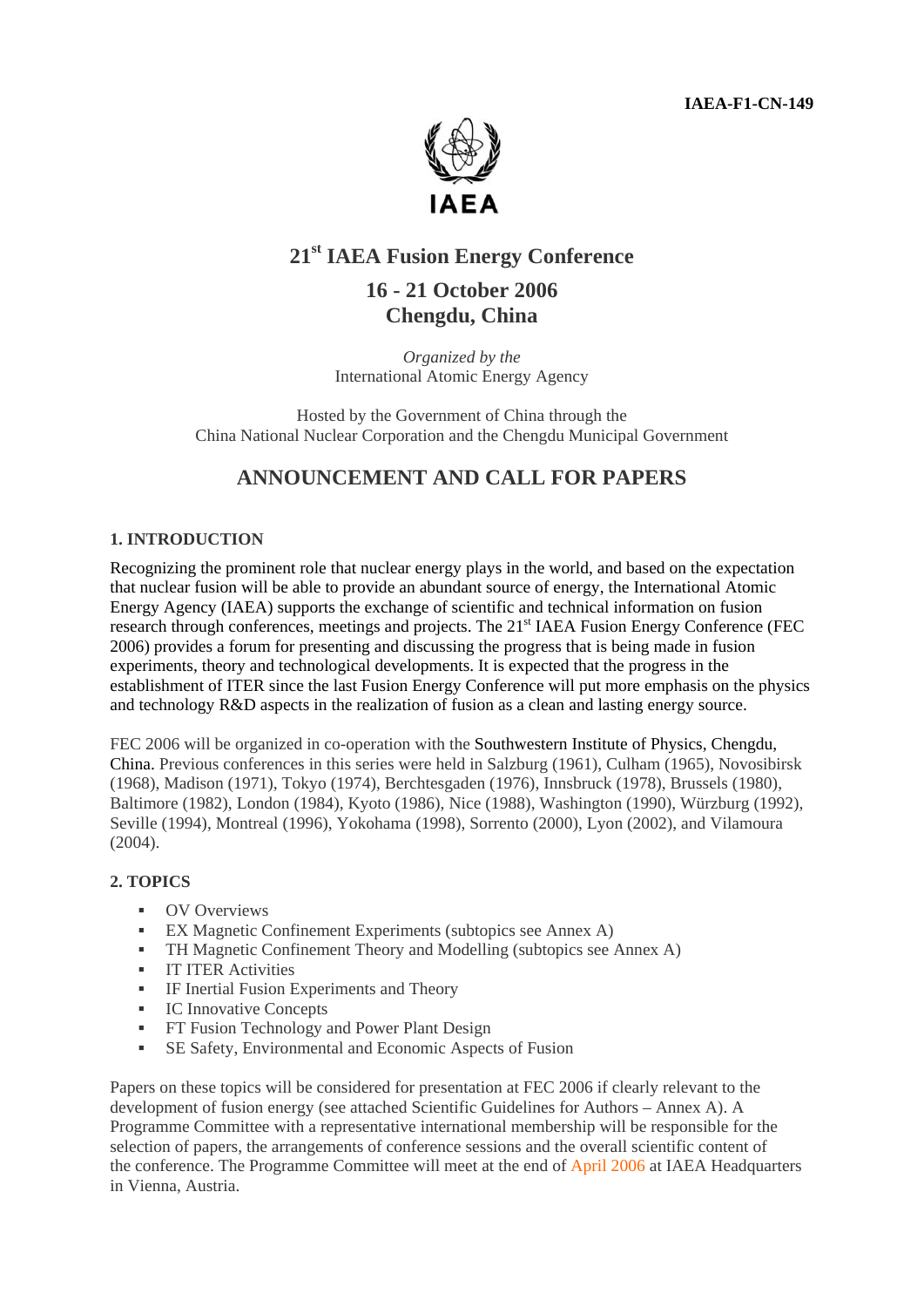**IAEA-F1-CN-149**

IAEA

# 21st IAEA Fusion Energy Conference

## 16 - 21 October 2006
## Chengdu, China

*Organized by the*
International Atomic Energy Agency

Hosted by the Government of China through the
China National Nuclear Corporation and the Chengdu Municipal Government

## ANNOUNCEMENT AND CALL FOR PAPERS

### 1. INTRODUCTION

Recognizing the prominent role that nuclear energy plays in the world, and based on the expectation that nuclear fusion will be able to provide an abundant source of energy, the International Atomic Energy Agency (IAEA) supports the exchange of scientific and technical information on fusion research through conferences, meetings and projects. The 21st IAEA Fusion Energy Conference (FEC 2006) provides a forum for presenting and discussing the progress that is being made in fusion experiments, theory and technological developments. It is expected that the progress in the establishment of ITER since the last Fusion Energy Conference will put more emphasis on the physics and technology R&D aspects in the realization of fusion as a clean and lasting energy source.

FEC 2006 will be organized in co-operation with the Southwestern Institute of Physics, Chengdu, China. Previous conferences in this series were held in Salzburg (1961), Culham (1965), Novosibirsk (1968), Madison (1971), Tokyo (1974), Berchtesgaden (1976), Innsbruck (1978), Brussels (1980), Baltimore (1982), London (1984), Kyoto (1986), Nice (1988), Washington (1990), Würzburg (1992), Seville (1994), Montreal (1996), Yokohama (1998), Sorrento (2000), Lyon (2002), and Vilamoura (2004).

### 2. TOPICS

- OV Overviews
- EX Magnetic Confinement Experiments (subtopics see Annex A)
- TH Magnetic Confinement Theory and Modelling (subtopics see Annex A)
- IT ITER Activities
- IF Inertial Fusion Experiments and Theory
- IC Innovative Concepts
- FT Fusion Technology and Power Plant Design
- SE Safety, Environmental and Economic Aspects of Fusion

Papers on these topics will be considered for presentation at FEC 2006 if clearly relevant to the development of fusion energy (see attached Scientific Guidelines for Authors – Annex A). A Programme Committee with a representative international membership will be responsible for the selection of papers, the arrangements of conference sessions and the overall scientific content of the conference. The Programme Committee will meet at the end of April 2006 at IAEA Headquarters in Vienna, Austria.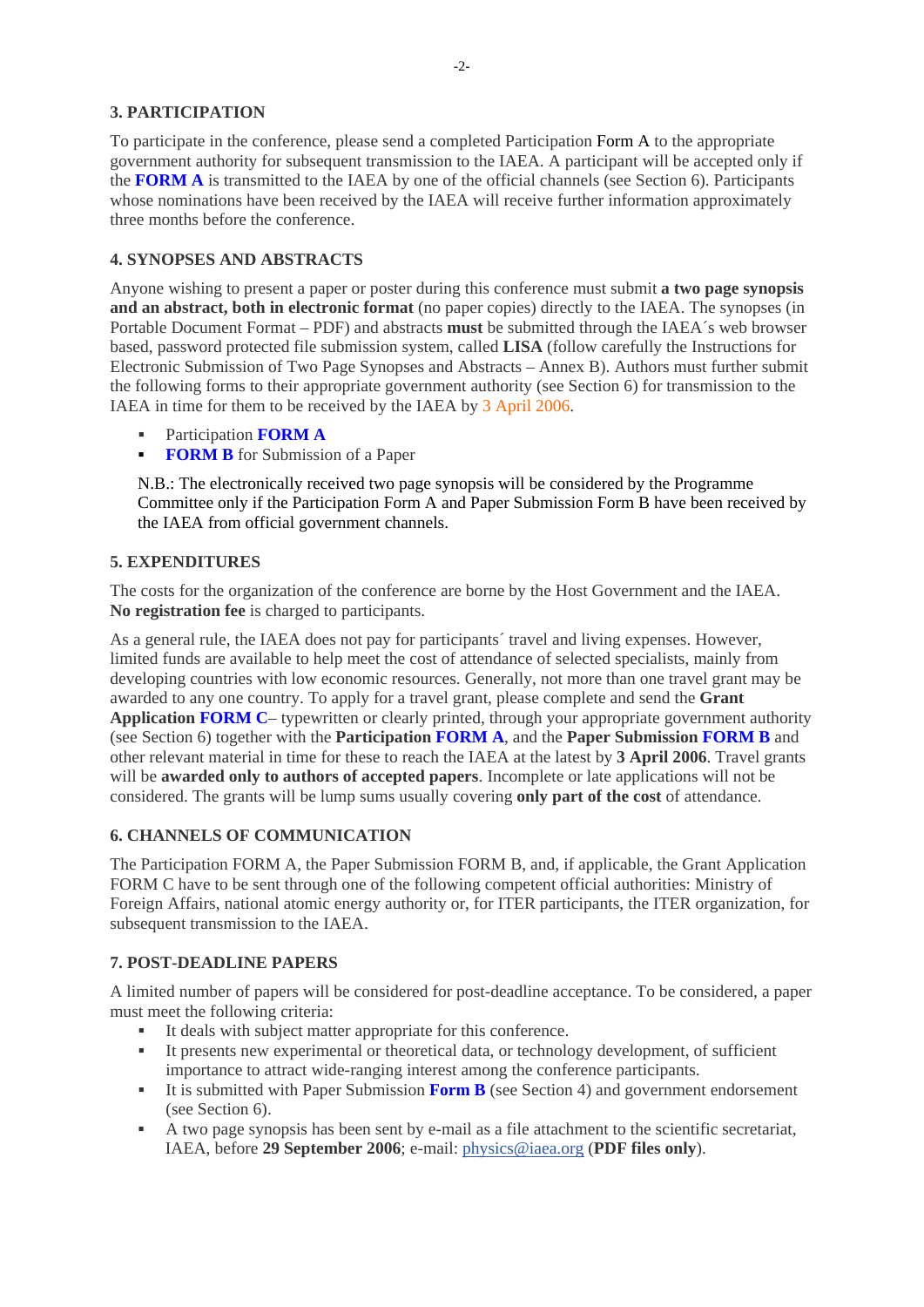## 3. PARTICIPATION

To participate in the conference, please send a completed Participation Form A to the appropriate government authority for subsequent transmission to the IAEA. A participant will be accepted only if the **FORM A** is transmitted to the IAEA by one of the official channels (see Section 6). Participants whose nominations have been received by the IAEA will receive further information approximately three months before the conference.

## 4. SYNOPSES AND ABSTRACTS

Anyone wishing to present a paper or poster during this conference must submit **a two page synopsis and an abstract, both in electronic format** (no paper copies) directly to the IAEA. The synopses (in Portable Document Format – PDF) and abstracts **must** be submitted through the IAEA´s web browser based, password protected file submission system, called **LISA** (follow carefully the Instructions for Electronic Submission of Two Page Synopses and Abstracts – Annex B). Authors must further submit the following forms to their appropriate government authority (see Section 6) for transmission to the IAEA in time for them to be received by the IAEA by 3 April 2006.

- Participation **FORM A**
- **FORM B** for Submission of a Paper

N.B.: The electronically received two page synopsis will be considered by the Programme Committee only if the Participation Form A and Paper Submission Form B have been received by the IAEA from official government channels.

## 5. EXPENDITURES

The costs for the organization of the conference are borne by the Host Government and the IAEA. **No registration fee** is charged to participants.

As a general rule, the IAEA does not pay for participants´ travel and living expenses. However, limited funds are available to help meet the cost of attendance of selected specialists, mainly from developing countries with low economic resources. Generally, not more than one travel grant may be awarded to any one country. To apply for a travel grant, please complete and send the **Grant Application FORM C**– typewritten or clearly printed, through your appropriate government authority (see Section 6) together with the **Participation FORM A**, and the **Paper Submission FORM B** and other relevant material in time for these to reach the IAEA at the latest by **3 April 2006**. Travel grants will be **awarded only to authors of accepted papers**. Incomplete or late applications will not be considered. The grants will be lump sums usually covering **only part of the cost** of attendance.

## 6. CHANNELS OF COMMUNICATION

The Participation FORM A, the Paper Submission FORM B, and, if applicable, the Grant Application FORM C have to be sent through one of the following competent official authorities: Ministry of Foreign Affairs, national atomic energy authority or, for ITER participants, the ITER organization, for subsequent transmission to the IAEA.

## 7. POST-DEADLINE PAPERS

A limited number of papers will be considered for post-deadline acceptance. To be considered, a paper must meet the following criteria:

- It deals with subject matter appropriate for this conference.
- It presents new experimental or theoretical data, or technology development, of sufficient importance to attract wide-ranging interest among the conference participants.
- It is submitted with Paper Submission **Form B** (see Section 4) and government endorsement (see Section 6).
- A two page synopsis has been sent by e-mail as a file attachment to the scientific secretariat, IAEA, before **29 September 2006**; e-mail: physics@iaea.org (**PDF files only**).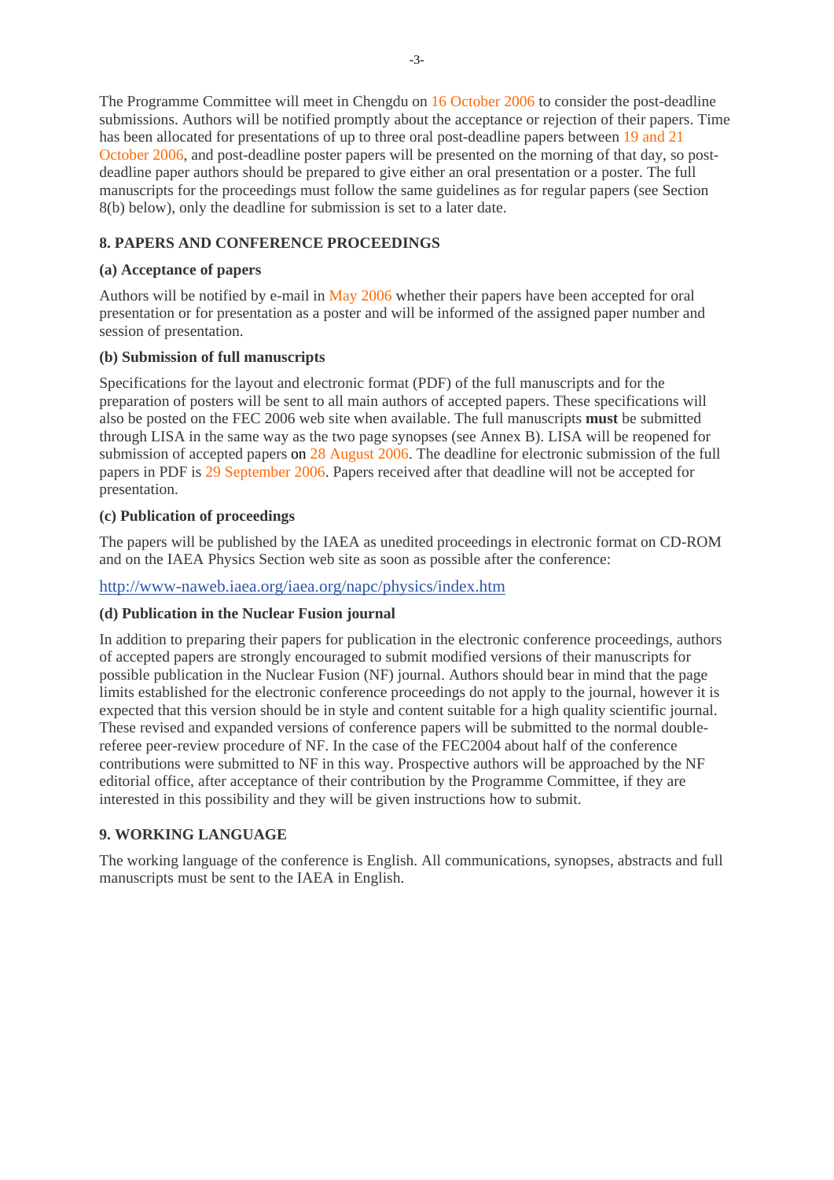The Programme Committee will meet in Chengdu on 16 October 2006 to consider the post-deadline submissions. Authors will be notified promptly about the acceptance or rejection of their papers. Time has been allocated for presentations of up to three oral post-deadline papers between 19 and 21 October 2006, and post-deadline poster papers will be presented on the morning of that day, so post-deadline paper authors should be prepared to give either an oral presentation or a poster. The full manuscripts for the proceedings must follow the same guidelines as for regular papers (see Section 8(b) below), only the deadline for submission is set to a later date.

## 8. PAPERS AND CONFERENCE PROCEEDINGS

### (a) Acceptance of papers

Authors will be notified by e-mail in May 2006 whether their papers have been accepted for oral presentation or for presentation as a poster and will be informed of the assigned paper number and session of presentation.

### (b) Submission of full manuscripts

Specifications for the layout and electronic format (PDF) of the full manuscripts and for the preparation of posters will be sent to all main authors of accepted papers. These specifications will also be posted on the FEC 2006 web site when available. The full manuscripts **must** be submitted through LISA in the same way as the two page synopses (see Annex B). LISA will be reopened for submission of accepted papers on 28 August 2006. The deadline for electronic submission of the full papers in PDF is 29 September 2006. Papers received after that deadline will not be accepted for presentation.

### (c) Publication of proceedings

The papers will be published by the IAEA as unedited proceedings in electronic format on CD-ROM and on the IAEA Physics Section web site as soon as possible after the conference:

http://www-naweb.iaea.org/iaea.org/napc/physics/index.htm

### (d) Publication in the Nuclear Fusion journal

In addition to preparing their papers for publication in the electronic conference proceedings, authors of accepted papers are strongly encouraged to submit modified versions of their manuscripts for possible publication in the Nuclear Fusion (NF) journal. Authors should bear in mind that the page limits established for the electronic conference proceedings do not apply to the journal, however it is expected that this version should be in style and content suitable for a high quality scientific journal. These revised and expanded versions of conference papers will be submitted to the normal double-referee peer-review procedure of NF. In the case of the FEC2004 about half of the conference contributions were submitted to NF in this way. Prospective authors will be approached by the NF editorial office, after acceptance of their contribution by the Programme Committee, if they are interested in this possibility and they will be given instructions how to submit.

## 9. WORKING LANGUAGE

The working language of the conference is English. All communications, synopses, abstracts and full manuscripts must be sent to the IAEA in English.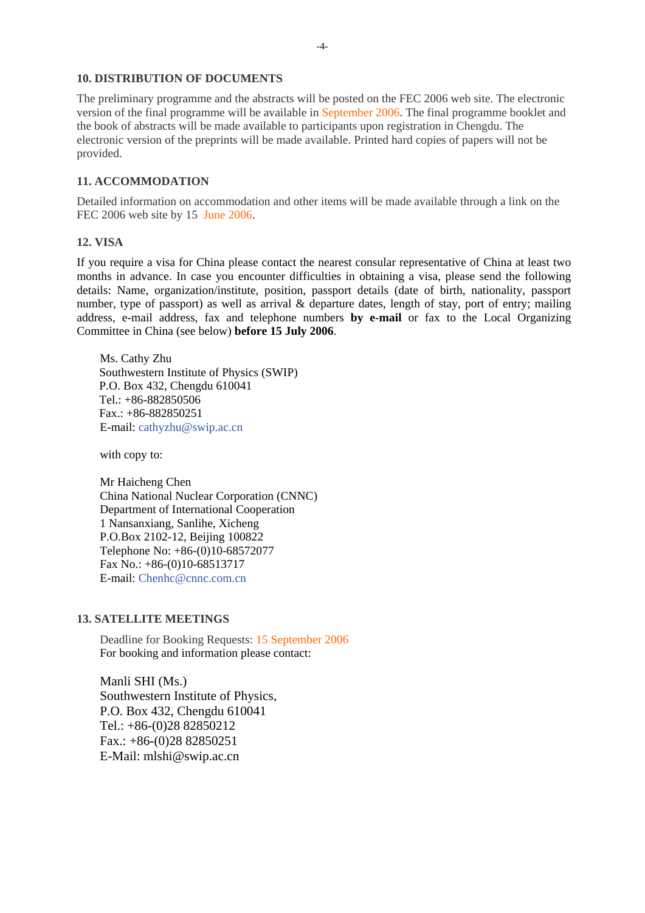## 10. DISTRIBUTION OF DOCUMENTS

The preliminary programme and the abstracts will be posted on the FEC 2006 web site. The electronic version of the final programme will be available in September 2006. The final programme booklet and the book of abstracts will be made available to participants upon registration in Chengdu. The electronic version of the preprints will be made available. Printed hard copies of papers will not be provided.

## 11. ACCOMMODATION

Detailed information on accommodation and other items will be made available through a link on the FEC 2006 web site by 15 June 2006.

## 12. VISA

If you require a visa for China please contact the nearest consular representative of China at least two months in advance. In case you encounter difficulties in obtaining a visa, please send the following details: Name, organization/institute, position, passport details (date of birth, nationality, passport number, type of passport) as well as arrival & departure dates, length of stay, port of entry; mailing address, e-mail address, fax and telephone numbers **by e-mail** or fax to the Local Organizing Committee in China (see below) **before 15 July 2006**.

Ms. Cathy Zhu
Southwestern Institute of Physics (SWIP)
P.O. Box 432, Chengdu 610041
Tel.: +86-882850506
Fax.: +86-882850251
E-mail: cathyzhu@swip.ac.cn

with copy to:

Mr Haicheng Chen
China National Nuclear Corporation (CNNC)
Department of International Cooperation
1 Nansanxiang, Sanlihe, Xicheng
P.O.Box 2102-12, Beijing 100822
Telephone No: +86-(0)10-68572077
Fax No.: +86-(0)10-68513717
E-mail: Chenhc@cnnc.com.cn

## 13. SATELLITE MEETINGS

Deadline for Booking Requests: 15 September 2006
For booking and information please contact:

Manli SHI (Ms.)
Southwestern Institute of Physics,
P.O. Box 432, Chengdu 610041
Tel.: +86-(0)28 82850212
Fax.: +86-(0)28 82850251
E-Mail: mlshi@swip.ac.cn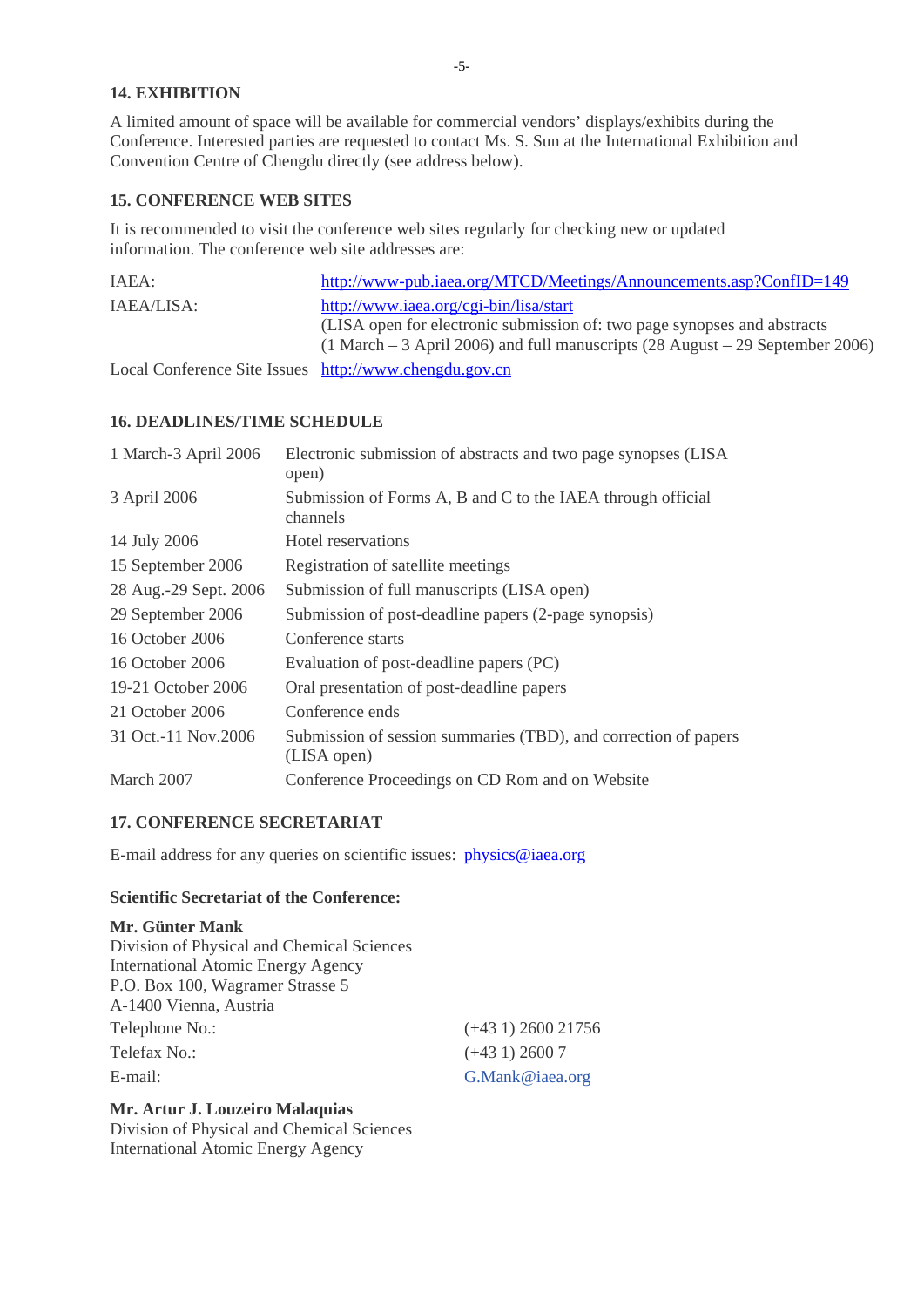## 14. EXHIBITION

A limited amount of space will be available for commercial vendors' displays/exhibits during the Conference. Interested parties are requested to contact Ms. S. Sun at the International Exhibition and Convention Centre of Chengdu directly (see address below).

## 15. CONFERENCE WEB SITES

It is recommended to visit the conference web sites regularly for checking new or updated information. The conference web site addresses are:

| | |
|---|---|
| IAEA: | http://www-pub.iaea.org/MTCD/Meetings/Announcements.asp?ConfID=149 |
| IAEA/LISA: | http://www.iaea.org/cgi-bin/lisa/start (LISA open for electronic submission of: two page synopses and abstracts (1 March – 3 April 2006) and full manuscripts (28 August – 29 September 2006) |
| Local Conference Site Issues | http://www.chengdu.gov.cn |

## 16. DEADLINES/TIME SCHEDULE

| | |
|---|---|
| 1 March-3 April 2006 | Electronic submission of abstracts and two page synopses (LISA open) |
| 3 April 2006 | Submission of Forms A, B and C to the IAEA through official channels |
| 14 July 2006 | Hotel reservations |
| 15 September 2006 | Registration of satellite meetings |
| 28 Aug.-29 Sept. 2006 | Submission of full manuscripts (LISA open) |
| 29 September 2006 | Submission of post-deadline papers (2-page synopsis) |
| 16 October 2006 | Conference starts |
| 16 October 2006 | Evaluation of post-deadline papers (PC) |
| 19-21 October 2006 | Oral presentation of post-deadline papers |
| 21 October 2006 | Conference ends |
| 31 Oct.-11 Nov.2006 | Submission of session summaries (TBD), and correction of papers (LISA open) |
| March 2007 | Conference Proceedings on CD Rom and on Website |

## 17. CONFERENCE SECRETARIAT

E-mail address for any queries on scientific issues: physics@iaea.org

**Scientific Secretariat of the Conference:**

**Mr. Günter Mank**
Division of Physical and Chemical Sciences
International Atomic Energy Agency
P.O. Box 100, Wagramer Strasse 5
A-1400 Vienna, Austria

| | |
|---|---|
| Telephone No.: | (+43 1) 2600 21756 |
| Telefax No.: | (+43 1) 2600 7 |
| E-mail: | G.Mank@iaea.org |

**Mr. Artur J. Louzeiro Malaquias**
Division of Physical and Chemical Sciences
International Atomic Energy Agency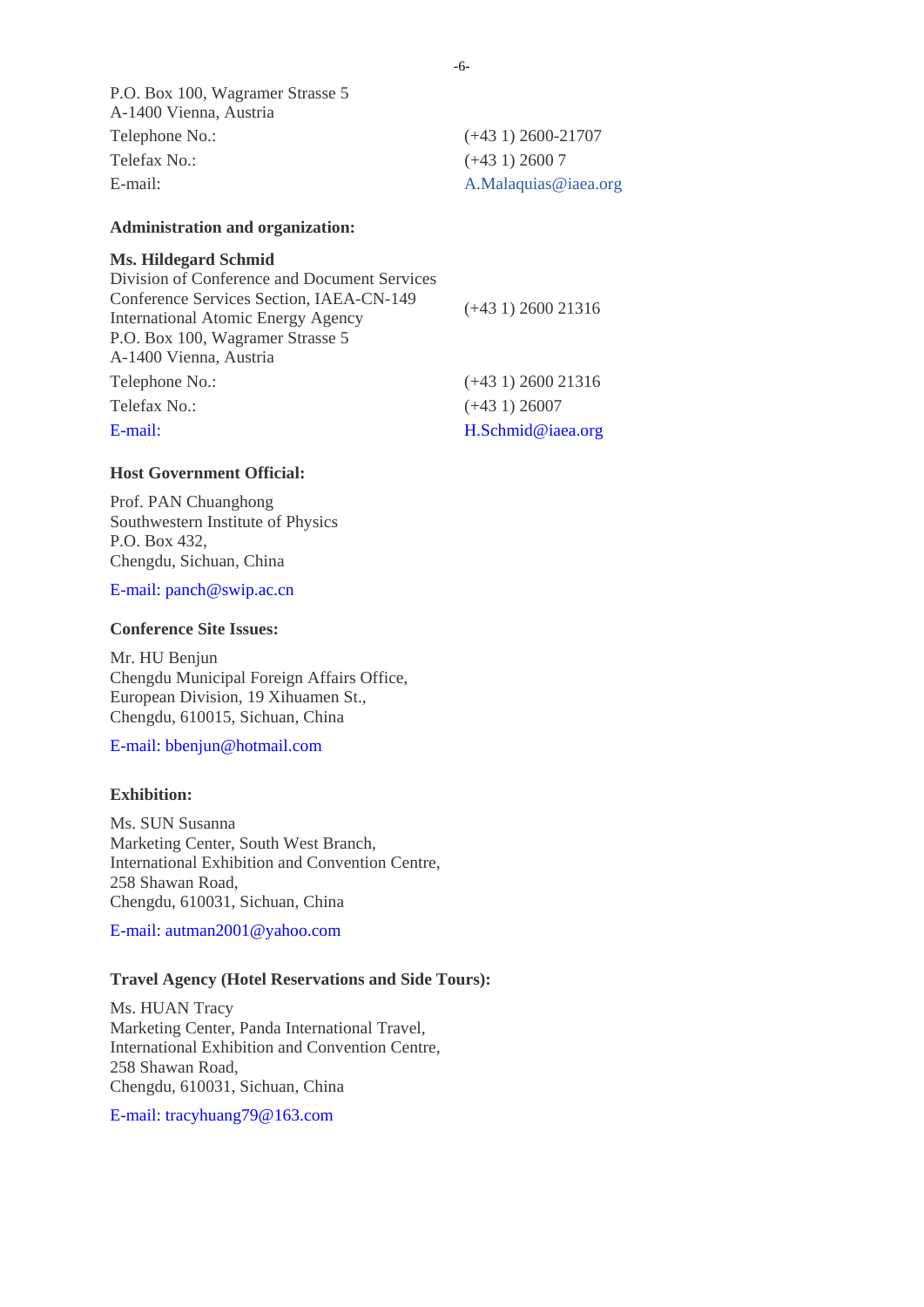P.O. Box 100, Wagramer Strasse 5
A-1400 Vienna, Austria

| | |
|---|---|
| Telephone No.: | (+43 1) 2600-21707 |
| Telefax No.: | (+43 1) 2600 7 |
| E-mail: | A.Malaquias@iaea.org |

**Administration and organization:**

**Ms. Hildegard Schmid**
Division of Conference and Document Services
Conference Services Section, IAEA-CN-149
International Atomic Energy Agency
P.O. Box 100, Wagramer Strasse 5
A-1400 Vienna, Austria

(+43 1) 2600 21316

| | |
|---|---|
| Telephone No.: | (+43 1) 2600 21316 |
| Telefax No.: | (+43 1) 26007 |
| E-mail: | H.Schmid@iaea.org |

**Host Government Official:**

Prof. PAN Chuanghong
Southwestern Institute of Physics
P.O. Box 432,
Chengdu, Sichuan, China

E-mail: panch@swip.ac.cn

**Conference Site Issues:**

Mr. HU Benjun
Chengdu Municipal Foreign Affairs Office,
European Division, 19 Xihuamen St.,
Chengdu, 610015, Sichuan, China

E-mail: bbenjun@hotmail.com

**Exhibition:**

Ms. SUN Susanna
Marketing Center, South West Branch,
International Exhibition and Convention Centre,
258 Shawan Road,
Chengdu, 610031, Sichuan, China

E-mail: autman2001@yahoo.com

**Travel Agency (Hotel Reservations and Side Tours):**

Ms. HUAN Tracy
Marketing Center, Panda International Travel,
International Exhibition and Convention Centre,
258 Shawan Road,
Chengdu, 610031, Sichuan, China

E-mail: tracyhuang79@163.com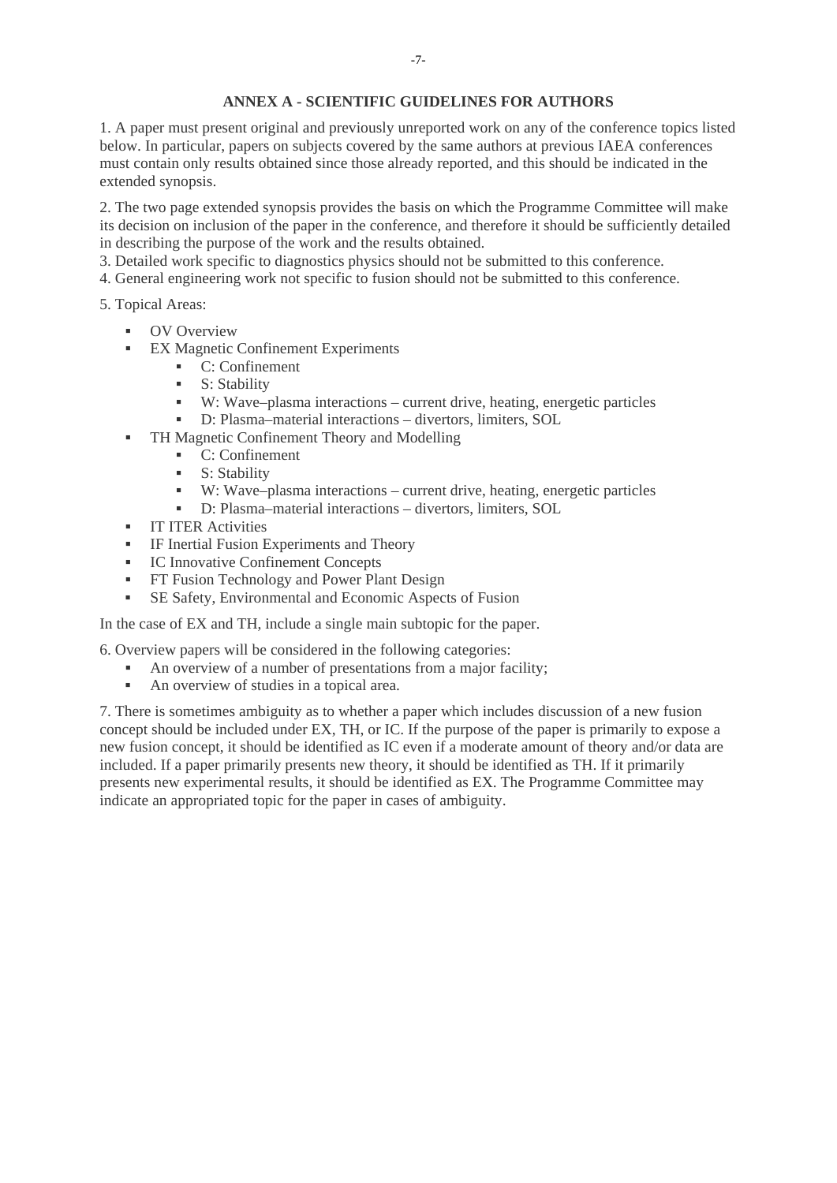## ANNEX A - SCIENTIFIC GUIDELINES FOR AUTHORS

1. A paper must present original and previously unreported work on any of the conference topics listed below. In particular, papers on subjects covered by the same authors at previous IAEA conferences must contain only results obtained since those already reported, and this should be indicated in the extended synopsis.

2. The two page extended synopsis provides the basis on which the Programme Committee will make its decision on inclusion of the paper in the conference, and therefore it should be sufficiently detailed in describing the purpose of the work and the results obtained.

3. Detailed work specific to diagnostics physics should not be submitted to this conference.

4. General engineering work not specific to fusion should not be submitted to this conference.

5. Topical Areas:

- OV Overview
- EX Magnetic Confinement Experiments
  - C: Confinement
  - S: Stability
  - W: Wave–plasma interactions – current drive, heating, energetic particles
  - D: Plasma–material interactions – divertors, limiters, SOL
- TH Magnetic Confinement Theory and Modelling
  - C: Confinement
  - S: Stability
  - W: Wave–plasma interactions – current drive, heating, energetic particles
  - D: Plasma–material interactions – divertors, limiters, SOL
- IT ITER Activities
- IF Inertial Fusion Experiments and Theory
- IC Innovative Confinement Concepts
- FT Fusion Technology and Power Plant Design
- SE Safety, Environmental and Economic Aspects of Fusion

In the case of EX and TH, include a single main subtopic for the paper.

6. Overview papers will be considered in the following categories:

- An overview of a number of presentations from a major facility;
- An overview of studies in a topical area.

7. There is sometimes ambiguity as to whether a paper which includes discussion of a new fusion concept should be included under EX, TH, or IC. If the purpose of the paper is primarily to expose a new fusion concept, it should be identified as IC even if a moderate amount of theory and/or data are included. If a paper primarily presents new theory, it should be identified as TH. If it primarily presents new experimental results, it should be identified as EX. The Programme Committee may indicate an appropriated topic for the paper in cases of ambiguity.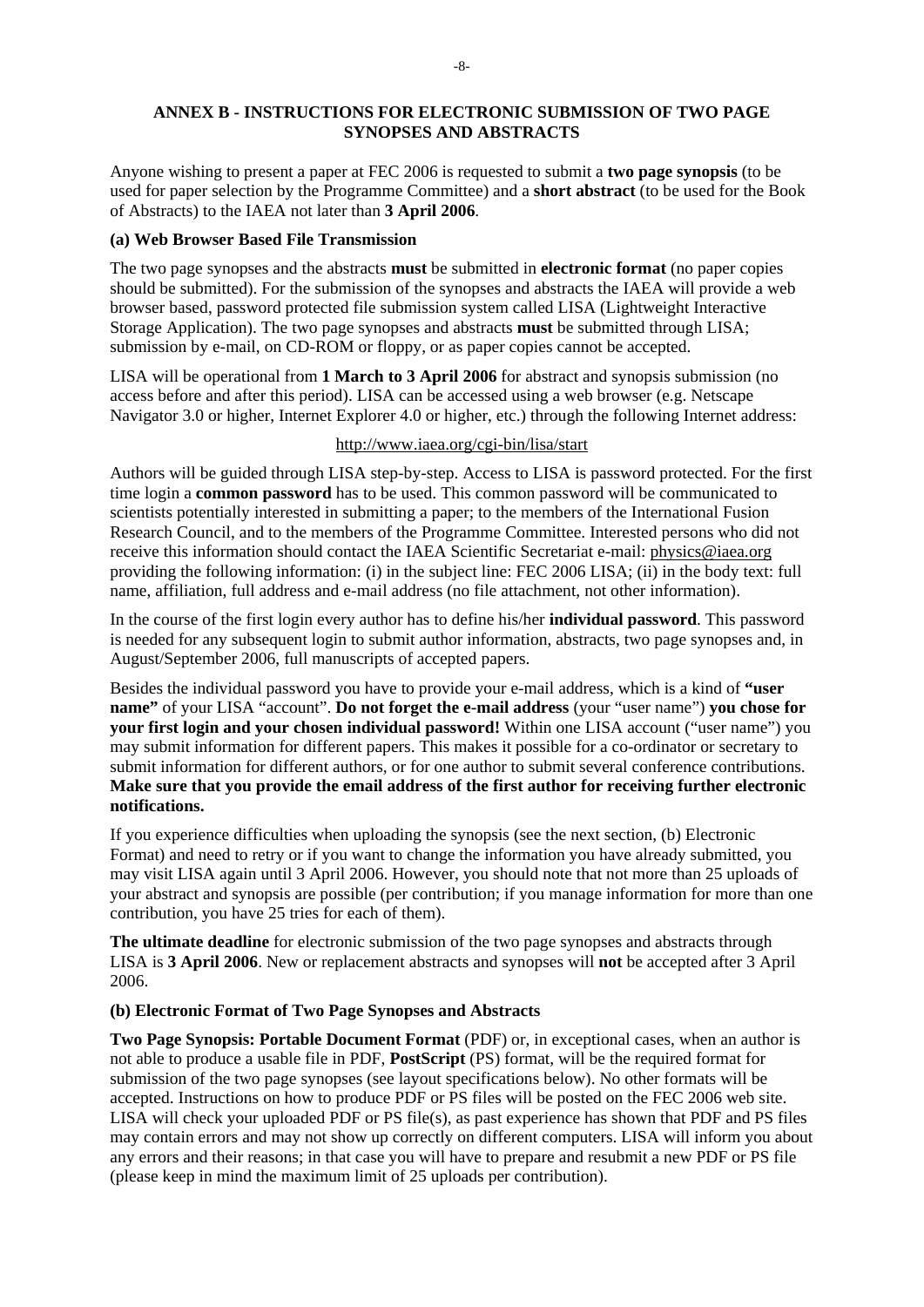## ANNEX B - INSTRUCTIONS FOR ELECTRONIC SUBMISSION OF TWO PAGE SYNOPSES AND ABSTRACTS

Anyone wishing to present a paper at FEC 2006 is requested to submit a **two page synopsis** (to be used for paper selection by the Programme Committee) and a **short abstract** (to be used for the Book of Abstracts) to the IAEA not later than **3 April 2006**.

### (a) Web Browser Based File Transmission

The two page synopses and the abstracts **must** be submitted in **electronic format** (no paper copies should be submitted). For the submission of the synopses and abstracts the IAEA will provide a web browser based, password protected file submission system called LISA (Lightweight Interactive Storage Application). The two page synopses and abstracts **must** be submitted through LISA; submission by e-mail, on CD-ROM or floppy, or as paper copies cannot be accepted.

LISA will be operational from **1 March to 3 April 2006** for abstract and synopsis submission (no access before and after this period). LISA can be accessed using a web browser (e.g. Netscape Navigator 3.0 or higher, Internet Explorer 4.0 or higher, etc.) through the following Internet address:

http://www.iaea.org/cgi-bin/lisa/start

Authors will be guided through LISA step-by-step. Access to LISA is password protected. For the first time login a **common password** has to be used. This common password will be communicated to scientists potentially interested in submitting a paper; to the members of the International Fusion Research Council, and to the members of the Programme Committee. Interested persons who did not receive this information should contact the IAEA Scientific Secretariat e-mail: physics@iaea.org providing the following information: (i) in the subject line: FEC 2006 LISA; (ii) in the body text: full name, affiliation, full address and e-mail address (no file attachment, not other information).

In the course of the first login every author has to define his/her **individual password**. This password is needed for any subsequent login to submit author information, abstracts, two page synopses and, in August/September 2006, full manuscripts of accepted papers.

Besides the individual password you have to provide your e-mail address, which is a kind of **"user name"** of your LISA "account". **Do not forget the e-mail address** (your "user name") **you chose for your first login and your chosen individual password!** Within one LISA account ("user name") you may submit information for different papers. This makes it possible for a co-ordinator or secretary to submit information for different authors, or for one author to submit several conference contributions. **Make sure that you provide the email address of the first author for receiving further electronic notifications.**

If you experience difficulties when uploading the synopsis (see the next section, (b) Electronic Format) and need to retry or if you want to change the information you have already submitted, you may visit LISA again until 3 April 2006. However, you should note that not more than 25 uploads of your abstract and synopsis are possible (per contribution; if you manage information for more than one contribution, you have 25 tries for each of them).

**The ultimate deadline** for electronic submission of the two page synopses and abstracts through LISA is **3 April 2006**. New or replacement abstracts and synopses will **not** be accepted after 3 April 2006.

### (b) Electronic Format of Two Page Synopses and Abstracts

**Two Page Synopsis: Portable Document Format** (PDF) or, in exceptional cases, when an author is not able to produce a usable file in PDF, **PostScript** (PS) format, will be the required format for submission of the two page synopses (see layout specifications below). No other formats will be accepted. Instructions on how to produce PDF or PS files will be posted on the FEC 2006 web site. LISA will check your uploaded PDF or PS file(s), as past experience has shown that PDF and PS files may contain errors and may not show up correctly on different computers. LISA will inform you about any errors and their reasons; in that case you will have to prepare and resubmit a new PDF or PS file (please keep in mind the maximum limit of 25 uploads per contribution).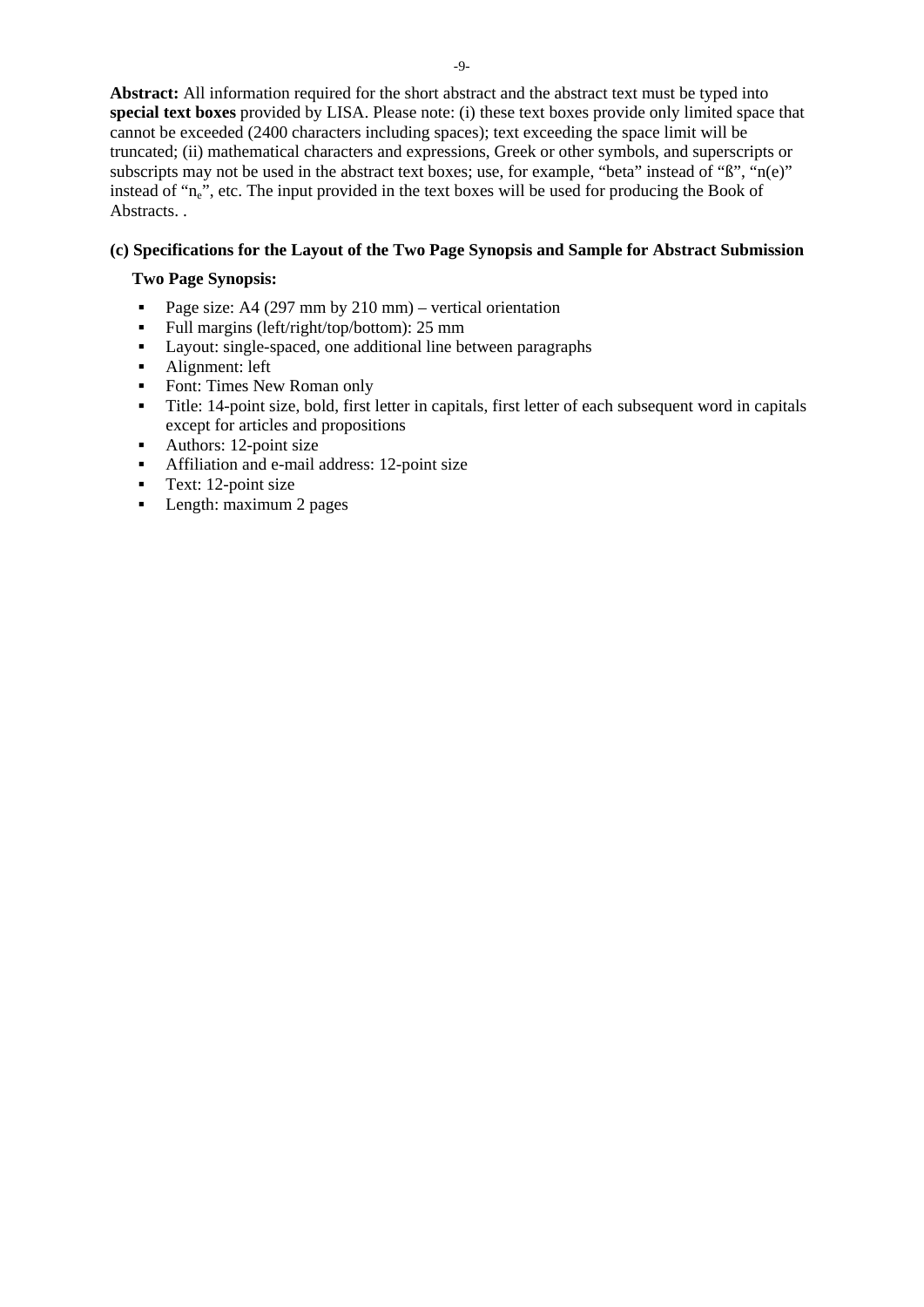**Abstract:** All information required for the short abstract and the abstract text must be typed into **special text boxes** provided by LISA. Please note: (i) these text boxes provide only limited space that cannot be exceeded (2400 characters including spaces); text exceeding the space limit will be truncated; (ii) mathematical characters and expressions, Greek or other symbols, and superscripts or subscripts may not be used in the abstract text boxes; use, for example, “beta” instead of “ß”, “n(e)” instead of “$n_e$”, etc. The input provided in the text boxes will be used for producing the Book of Abstracts. .

**(c) Specifications for the Layout of the Two Page Synopsis and Sample for Abstract Submission**

**Two Page Synopsis:**

- Page size: A4 (297 mm by 210 mm) – vertical orientation
- Full margins (left/right/top/bottom): 25 mm
- Layout: single-spaced, one additional line between paragraphs
- Alignment: left
- Font: Times New Roman only
- Title: 14-point size, bold, first letter in capitals, first letter of each subsequent word in capitals except for articles and propositions
- Authors: 12-point size
- Affiliation and e-mail address: 12-point size
- Text: 12-point size
- Length: maximum 2 pages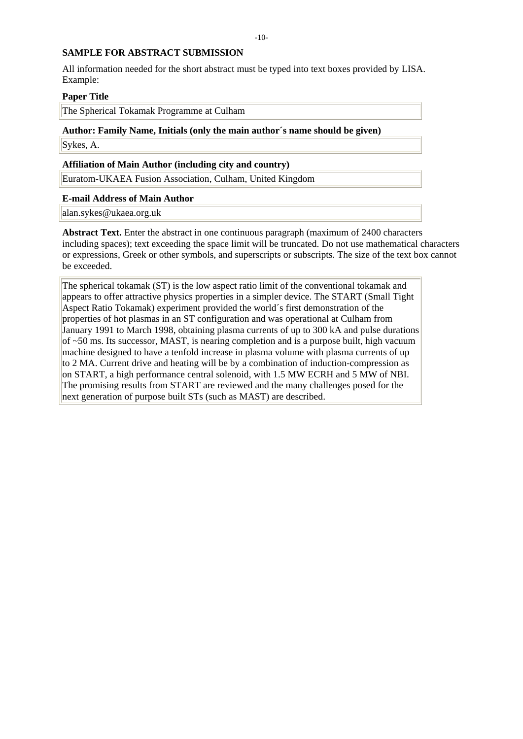**SAMPLE FOR ABSTRACT SUBMISSION**

All information needed for the short abstract must be typed into text boxes provided by LISA. Example:

**Paper Title**

The Spherical Tokamak Programme at Culham

**Author: Family Name, Initials (only the main author´s name should be given)**

Sykes, A.

**Affiliation of Main Author (including city and country)**

Euratom-UKAEA Fusion Association, Culham, United Kingdom

**E-mail Address of Main Author**

alan.sykes@ukaea.org.uk

**Abstract Text.** Enter the abstract in one continuous paragraph (maximum of 2400 characters including spaces); text exceeding the space limit will be truncated. Do not use mathematical characters or expressions, Greek or other symbols, and superscripts or subscripts. The size of the text box cannot be exceeded.

The spherical tokamak (ST) is the low aspect ratio limit of the conventional tokamak and appears to offer attractive physics properties in a simpler device. The START (Small Tight Aspect Ratio Tokamak) experiment provided the world´s first demonstration of the properties of hot plasmas in an ST configuration and was operational at Culham from January 1991 to March 1998, obtaining plasma currents of up to 300 kA and pulse durations of ~50 ms. Its successor, MAST, is nearing completion and is a purpose built, high vacuum machine designed to have a tenfold increase in plasma volume with plasma currents of up to 2 MA. Current drive and heating will be by a combination of induction-compression as on START, a high performance central solenoid, with 1.5 MW ECRH and 5 MW of NBI. The promising results from START are reviewed and the many challenges posed for the next generation of purpose built STs (such as MAST) are described.